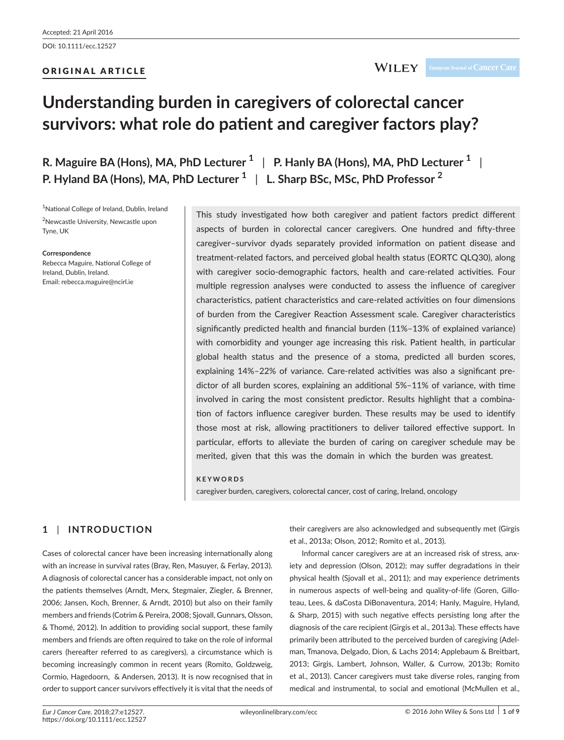Accepted: 21 April 2016

DOI: 10.1111/ecc.12527

ORIGINAL ARTICLE

# Understanding burden in caregivers of colorectal cancer survivors: what role do patient and caregiver factors play?

**R. Maguire BA (Hons), MA, PhD Lecturer [1] | P. Hanly BA (Hons), MA, PhD Lecturer [1] | P. Hyland BA (Hons), MA, PhD Lecturer [1] | L. Sharp BSc, MSc, PhD Professor [2]**

[1]National College of Ireland, Dublin, Ireland

[2]Newcastle University, Newcastle upon Tyne, UK

**Correspondence**

Rebecca Maguire, National College of Ireland, Dublin, Ireland.

Email: rebecca.maguire@ncirl.ie

This study investigated how both caregiver and patient factors predict different aspects of burden in colorectal cancer caregivers. One hundred and fifty-three caregiver–survivor dyads separately provided information on patient disease and treatment-related factors, and perceived global health status (EORTC QLQ30), along with caregiver socio-demographic factors, health and care-related activities. Four multiple regression analyses were conducted to assess the influence of caregiver characteristics, patient characteristics and care-related activities on four dimensions of burden from the Caregiver Reaction Assessment scale. Caregiver characteristics significantly predicted health and financial burden (11%–13% of explained variance) with comorbidity and younger age increasing this risk. Patient health, in particular global health status and the presence of a stoma, predicted all burden scores, explaining 14%–22% of variance. Care-related activities was also a significant predictor of all burden scores, explaining an additional 5%–11% of variance, with time involved in caring the most consistent predictor. Results highlight that a combination of factors influence caregiver burden. These results may be used to identify those most at risk, allowing practitioners to deliver tailored effective support. In particular, efforts to alleviate the burden of caring on caregiver schedule may be merited, given that this was the domain in which the burden was greatest.

**KEYWORDS**

caregiver burden, caregivers, colorectal cancer, cost of caring, Ireland, oncology

## 1 | INTRODUCTION

Cases of colorectal cancer have been increasing internationally along with an increase in survival rates (Bray, Ren, Masuyer, & Ferlay, 2013). A diagnosis of colorectal cancer has a considerable impact, not only on the patients themselves (Arndt, Merx, Stegmaier, Ziegler, & Brenner, 2006; Jansen, Koch, Brenner, & Arndt, 2010) but also on their family members and friends (Cotrim & Pereira, 2008; Sjovall, Gunnars, Olsson, & Thomé, 2012). In addition to providing social support, these family members and friends are often required to take on the role of informal carers (hereafter referred to as caregivers), a circumstance which is becoming increasingly common in recent years (Romito, Goldzweig, Cormio, Hagedoorn, & Andersen, 2013). It is now recognised that in order to support cancer survivors effectively it is vital that the needs of their caregivers are also acknowledged and subsequently met (Girgis et al., 2013a; Olson, 2012; Romito et al., 2013).

Informal cancer caregivers are at an increased risk of stress, anxiety and depression (Olson, 2012); may suffer degradations in their physical health (Sjovall et al., 2011); and may experience detriments in numerous aspects of well-being and quality-of-life (Goren, Gilloteau, Lees, & daCosta DiBonaventura, 2014; Hanly, Maguire, Hyland, & Sharp, 2015) with such negative effects persisting long after the diagnosis of the care recipient (Girgis et al., 2013a). These effects have primarily been attributed to the perceived burden of caregiving (Adelman, Tmanova, Delgado, Dion, & Lachs 2014; Applebaum & Breitbart, 2013; Girgis, Lambert, Johnson, Waller, & Currow, 2013b; Romito et al., 2013). Cancer caregivers must take diverse roles, ranging from medical and instrumental, to social and emotional (McMullen et al.,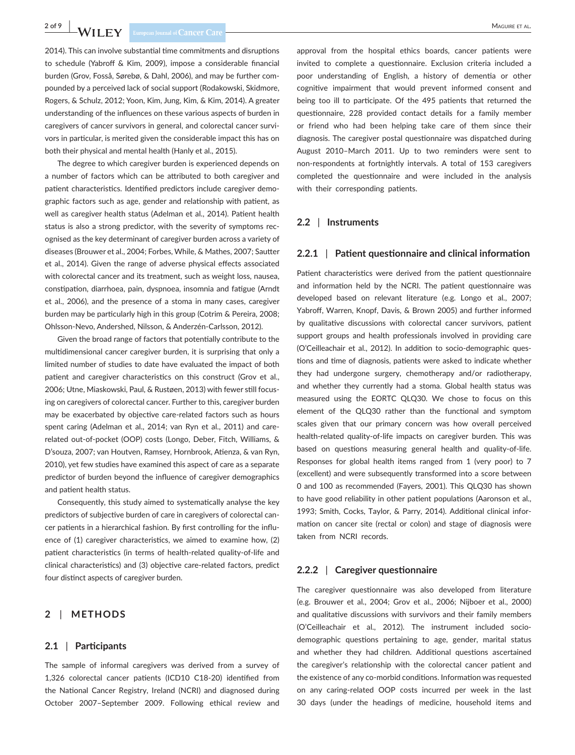2014). This can involve substantial time commitments and disruptions to schedule (Yabroff & Kim, 2009), impose a considerable financial burden (Grov, Fosså, Sørebø, & Dahl, 2006), and may be further compounded by a perceived lack of social support (Rodakowski, Skidmore, Rogers, & Schulz, 2012; Yoon, Kim, Jung, Kim, & Kim, 2014). A greater understanding of the influences on these various aspects of burden in caregivers of cancer survivors in general, and colorectal cancer survivors in particular, is merited given the considerable impact this has on both their physical and mental health (Hanly et al., 2015).

The degree to which caregiver burden is experienced depends on a number of factors which can be attributed to both caregiver and patient characteristics. Identified predictors include caregiver demographic factors such as age, gender and relationship with patient, as well as caregiver health status (Adelman et al., 2014). Patient health status is also a strong predictor, with the severity of symptoms recognised as the key determinant of caregiver burden across a variety of diseases (Brouwer et al., 2004; Forbes, While, & Mathes, 2007; Sautter et al., 2014). Given the range of adverse physical effects associated with colorectal cancer and its treatment, such as weight loss, nausea, constipation, diarrhoea, pain, dyspnoea, insomnia and fatigue (Arndt et al., 2006), and the presence of a stoma in many cases, caregiver burden may be particularly high in this group (Cotrim & Pereira, 2008; Ohlsson-Nevo, Andershed, Nilsson, & Anderzén-Carlsson, 2012).

Given the broad range of factors that potentially contribute to the multidimensional cancer caregiver burden, it is surprising that only a limited number of studies to date have evaluated the impact of both patient and caregiver characteristics on this construct (Grov et al., 2006; Utne, Miaskowski, Paul, & Rustøen, 2013) with fewer still focusing on caregivers of colorectal cancer. Further to this, caregiver burden may be exacerbated by objective care-related factors such as hours spent caring (Adelman et al., 2014; van Ryn et al., 2011) and care-related out-of-pocket (OOP) costs (Longo, Deber, Fitch, Williams, & D'souza, 2007; van Houtven, Ramsey, Hornbrook, Atienza, & van Ryn, 2010), yet few studies have examined this aspect of care as a separate predictor of burden beyond the influence of caregiver demographics and patient health status.

Consequently, this study aimed to systematically analyse the key predictors of subjective burden of care in caregivers of colorectal cancer patients in a hierarchical fashion. By first controlling for the influence of (1) caregiver characteristics, we aimed to examine how, (2) patient characteristics (in terms of health-related quality-of-life and clinical characteristics) and (3) objective care-related factors, predict four distinct aspects of caregiver burden.

## 2 | METHODS

### 2.1 | Participants

The sample of informal caregivers was derived from a survey of 1,326 colorectal cancer patients (ICD10 C18-20) identified from the National Cancer Registry, Ireland (NCRI) and diagnosed during October 2007–September 2009. Following ethical review and approval from the hospital ethics boards, cancer patients were invited to complete a questionnaire. Exclusion criteria included a poor understanding of English, a history of dementia or other cognitive impairment that would prevent informed consent and being too ill to participate. Of the 495 patients that returned the questionnaire, 228 provided contact details for a family member or friend who had been helping take care of them since their diagnosis. The caregiver postal questionnaire was dispatched during August 2010–March 2011. Up to two reminders were sent to non-respondents at fortnightly intervals. A total of 153 caregivers completed the questionnaire and were included in the analysis with their corresponding patients.

### 2.2 | Instruments

#### 2.2.1 | Patient questionnaire and clinical information

Patient characteristics were derived from the patient questionnaire and information held by the NCRI. The patient questionnaire was developed based on relevant literature (e.g. Longo et al., 2007; Yabroff, Warren, Knopf, Davis, & Brown 2005) and further informed by qualitative discussions with colorectal cancer survivors, patient support groups and health professionals involved in providing care (O'Ceilleachair et al., 2012). In addition to socio-demographic questions and time of diagnosis, patients were asked to indicate whether they had undergone surgery, chemotherapy and/or radiotherapy, and whether they currently had a stoma. Global health status was measured using the EORTC QLQ30. We chose to focus on this element of the QLQ30 rather than the functional and symptom scales given that our primary concern was how overall perceived health-related quality-of-life impacts on caregiver burden. This was based on questions measuring general health and quality-of-life. Responses for global health items ranged from 1 (very poor) to 7 (excellent) and were subsequently transformed into a score between 0 and 100 as recommended (Fayers, 2001). This QLQ30 has shown to have good reliability in other patient populations (Aaronson et al., 1993; Smith, Cocks, Taylor, & Parry, 2014). Additional clinical information on cancer site (rectal or colon) and stage of diagnosis were taken from NCRI records.

#### 2.2.2 | Caregiver questionnaire

The caregiver questionnaire was also developed from literature (e.g. Brouwer et al., 2004; Grov et al., 2006; Nijboer et al., 2000) and qualitative discussions with survivors and their family members (O'Ceilleachair et al., 2012). The instrument included socio-demographic questions pertaining to age, gender, marital status and whether they had children. Additional questions ascertained the caregiver's relationship with the colorectal cancer patient and the existence of any co-morbid conditions. Information was requested on any caring-related OOP costs incurred per week in the last 30 days (under the headings of medicine, household items and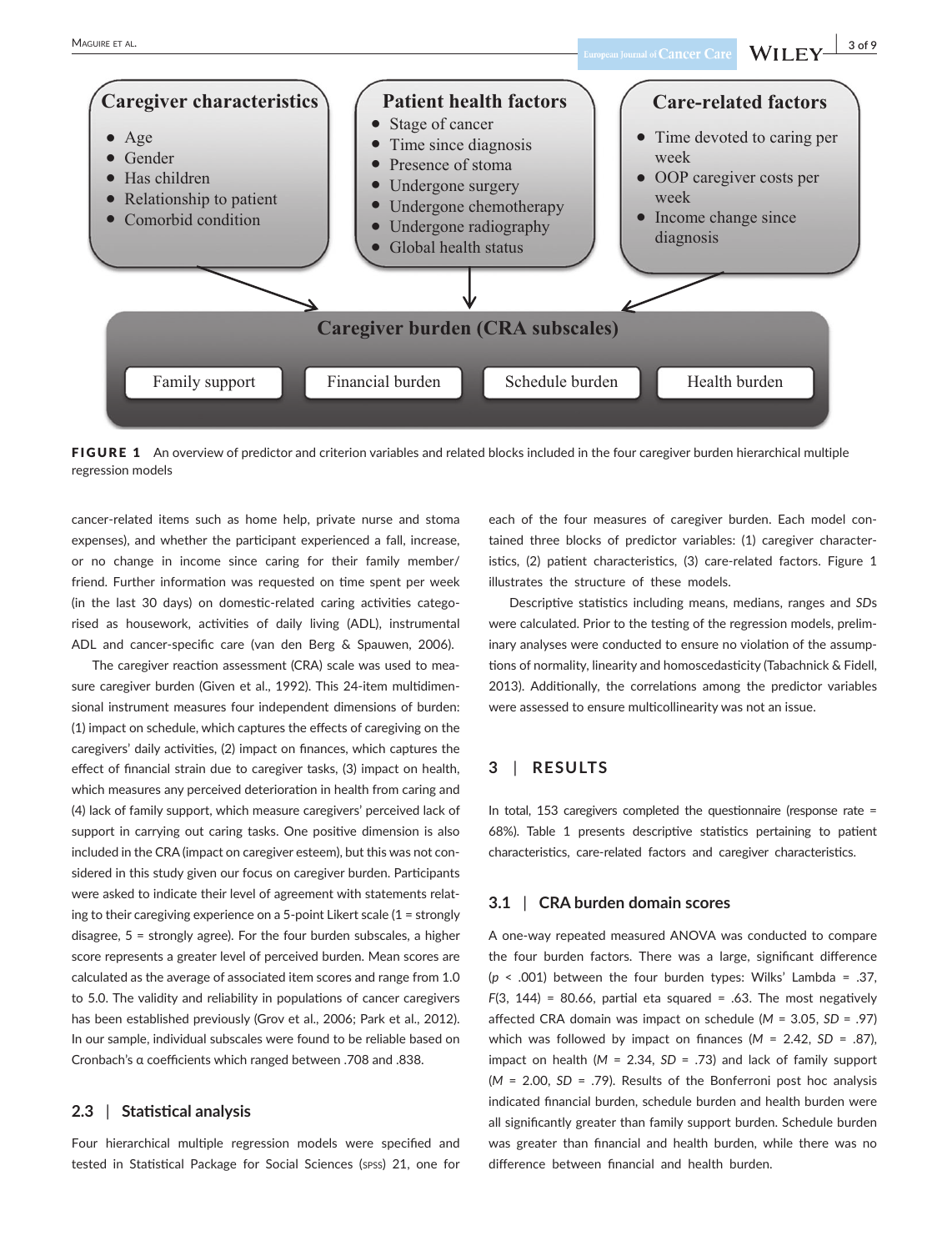**Caregiver characteristics**
- Age
- Gender
- Has children
- Relationship to patient
- Comorbid condition

**Patient health factors**
- Stage of cancer
- Time since diagnosis
- Presence of stoma
- Undergone surgery
- Undergone chemotherapy
- Undergone radiography
- Global health status

**Care-related factors**
- Time devoted to caring per week
- OOP caregiver costs per week
- Income change since diagnosis

**Caregiver burden (CRA subscales)**

Family support | Financial burden | Schedule burden | Health burden

**FIGURE 1** An overview of predictor and criterion variables and related blocks included in the four caregiver burden hierarchical multiple regression models

cancer-related items such as home help, private nurse and stoma expenses), and whether the participant experienced a fall, increase, or no change in income since caring for their family member/friend. Further information was requested on time spent per week (in the last 30 days) on domestic-related caring activities categorised as housework, activities of daily living (ADL), instrumental ADL and cancer-specific care (van den Berg & Spauwen, 2006).

The caregiver reaction assessment (CRA) scale was used to measure caregiver burden (Given et al., 1992). This 24-item multidimensional instrument measures four independent dimensions of burden: (1) impact on schedule, which captures the effects of caregiving on the caregivers' daily activities, (2) impact on finances, which captures the effect of financial strain due to caregiver tasks, (3) impact on health, which measures any perceived deterioration in health from caring and (4) lack of family support, which measure caregivers' perceived lack of support in carrying out caring tasks. One positive dimension is also included in the CRA (impact on caregiver esteem), but this was not considered in this study given our focus on caregiver burden. Participants were asked to indicate their level of agreement with statements relating to their caregiving experience on a 5-point Likert scale (1 = strongly disagree, 5 = strongly agree). For the four burden subscales, a higher score represents a greater level of perceived burden. Mean scores are calculated as the average of associated item scores and range from 1.0 to 5.0. The validity and reliability in populations of cancer caregivers has been established previously (Grov et al., 2006; Park et al., 2012). In our sample, individual subscales were found to be reliable based on Cronbach's α coefficients which ranged between .708 and .838.

## 2.3 | Statistical analysis

Four hierarchical multiple regression models were specified and tested in Statistical Package for Social Sciences (SPSS) 21, one for each of the four measures of caregiver burden. Each model contained three blocks of predictor variables: (1) caregiver characteristics, (2) patient characteristics, (3) care-related factors. Figure 1 illustrates the structure of these models.

Descriptive statistics including means, medians, ranges and *SD*s were calculated. Prior to the testing of the regression models, preliminary analyses were conducted to ensure no violation of the assumptions of normality, linearity and homoscedasticity (Tabachnick & Fidell, 2013). Additionally, the correlations among the predictor variables were assessed to ensure multicollinearity was not an issue.

# 3 | RESULTS

In total, 153 caregivers completed the questionnaire (response rate = 68%). Table 1 presents descriptive statistics pertaining to patient characteristics, care-related factors and caregiver characteristics.

## 3.1 | CRA burden domain scores

A one-way repeated measured ANOVA was conducted to compare the four burden factors. There was a large, significant difference ($p < .001$) between the four burden types: Wilks' Lambda = .37, $F(3, 144) = 80.66$, partial eta squared = .63. The most negatively affected CRA domain was impact on schedule ($M = 3.05$, $SD = .97$) which was followed by impact on finances ($M = 2.42$, $SD = .87$), impact on health ($M = 2.34$, $SD = .73$) and lack of family support ($M = 2.00$, $SD = .79$). Results of the Bonferroni post hoc analysis indicated financial burden, schedule burden and health burden were all significantly greater than family support burden. Schedule burden was greater than financial and health burden, while there was no difference between financial and health burden.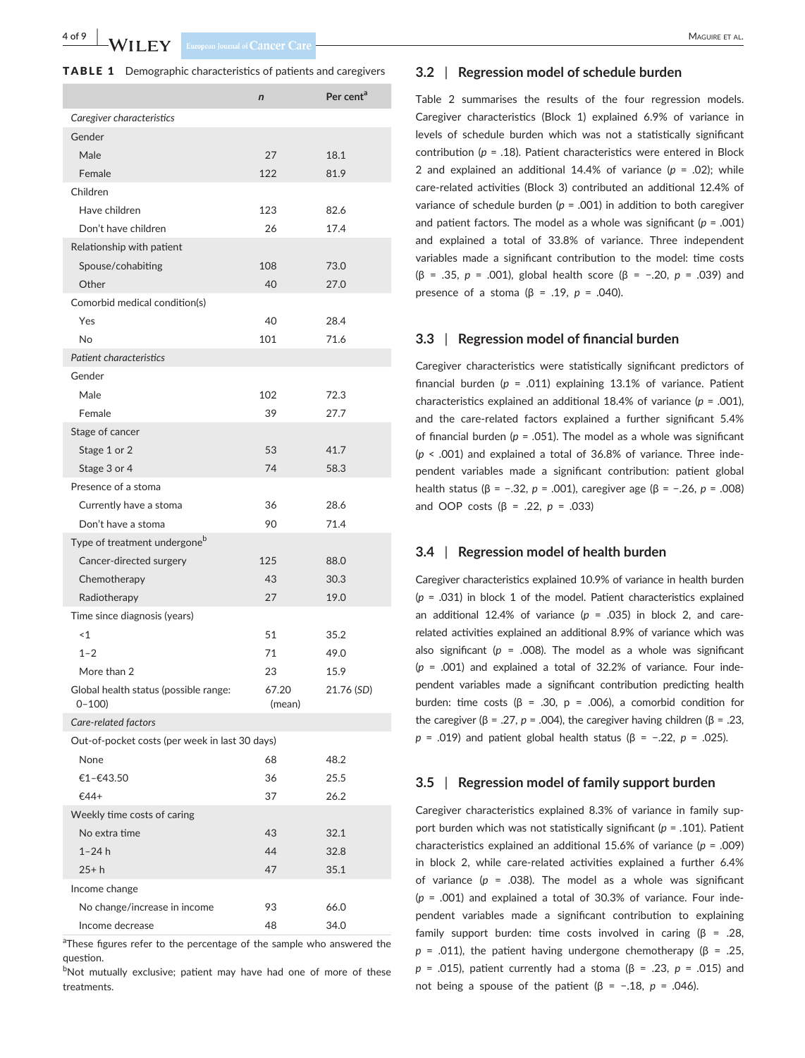**TABLE 1** Demographic characteristics of patients and caregivers

| | n | Per cent[a] |
|---|---|---|
| *Caregiver characteristics* | | |
| Gender | | |
| Male | 27 | 18.1 |
| Female | 122 | 81.9 |
| Children | | |
| Have children | 123 | 82.6 |
| Don't have children | 26 | 17.4 |
| Relationship with patient | | |
| Spouse/cohabiting | 108 | 73.0 |
| Other | 40 | 27.0 |
| Comorbid medical condition(s) | | |
| Yes | 40 | 28.4 |
| No | 101 | 71.6 |
| *Patient characteristics* | | |
| Gender | | |
| Male | 102 | 72.3 |
| Female | 39 | 27.7 |
| Stage of cancer | | |
| Stage 1 or 2 | 53 | 41.7 |
| Stage 3 or 4 | 74 | 58.3 |
| Presence of a stoma | | |
| Currently have a stoma | 36 | 28.6 |
| Don't have a stoma | 90 | 71.4 |
| Type of treatment undergone[b] | | |
| Cancer-directed surgery | 125 | 88.0 |
| Chemotherapy | 43 | 30.3 |
| Radiotherapy | 27 | 19.0 |
| Time since diagnosis (years) | | |
| <1 | 51 | 35.2 |
| 1–2 | 71 | 49.0 |
| More than 2 | 23 | 15.9 |
| Global health status (possible range: 0–100) | 67.20 (mean) | 21.76 (*SD*) |
| *Care-related factors* | | |
| Out-of-pocket costs (per week in last 30 days) | | |
| None | 68 | 48.2 |
| €1–€43.50 | 36 | 25.5 |
| €44+ | 37 | 26.2 |
| Weekly time costs of caring | | |
| No extra time | 43 | 32.1 |
| 1–24 h | 44 | 32.8 |
| 25+ h | 47 | 35.1 |
| Income change | | |
| No change/increase in income | 93 | 66.0 |
| Income decrease | 48 | 34.0 |

[a]These figures refer to the percentage of the sample who answered the question.
[b]Not mutually exclusive; patient may have had one of more of these treatments.

## 3.2 | Regression model of schedule burden

Table 2 summarises the results of the four regression models. Caregiver characteristics (Block 1) explained 6.9% of variance in levels of schedule burden which was not a statistically significant contribution ($p$ = .18). Patient characteristics were entered in Block 2 and explained an additional 14.4% of variance ($p$ = .02); while care-related activities (Block 3) contributed an additional 12.4% of variance of schedule burden ($p$ = .001) in addition to both caregiver and patient factors. The model as a whole was significant ($p$ = .001) and explained a total of 33.8% of variance. Three independent variables made a significant contribution to the model: time costs ($\beta$ = .35, $p$ = .001), global health score ($\beta$ = −.20, $p$ = .039) and presence of a stoma ($\beta$ = .19, $p$ = .040).

## 3.3 | Regression model of financial burden

Caregiver characteristics were statistically significant predictors of financial burden ($p$ = .011) explaining 13.1% of variance. Patient characteristics explained an additional 18.4% of variance ($p$ = .001), and the care-related factors explained a further significant 5.4% of financial burden ($p$ = .051). The model as a whole was significant ($p$ < .001) and explained a total of 36.8% of variance. Three independent variables made a significant contribution: patient global health status ($\beta$ = −.32, $p$ = .001), caregiver age ($\beta$ = −.26, $p$ = .008) and OOP costs ($\beta$ = .22, $p$ = .033)

## 3.4 | Regression model of health burden

Caregiver characteristics explained 10.9% of variance in health burden ($p$ = .031) in block 1 of the model. Patient characteristics explained an additional 12.4% of variance ($p$ = .035) in block 2, and care-related activities explained an additional 8.9% of variance which was also significant ($p$ = .008). The model as a whole was significant ($p$ = .001) and explained a total of 32.2% of variance. Four independent variables made a significant contribution predicting health burden: time costs ($\beta$ = .30, p = .006), a comorbid condition for the caregiver ($\beta$ = .27, $p$ = .004), the caregiver having children ($\beta$ = .23, $p$ = .019) and patient global health status ($\beta$ = −.22, $p$ = .025).

## 3.5 | Regression model of family support burden

Caregiver characteristics explained 8.3% of variance in family support burden which was not statistically significant ($p$ = .101). Patient characteristics explained an additional 15.6% of variance ($p$ = .009) in block 2, while care-related activities explained a further 6.4% of variance ($p$ = .038). The model as a whole was significant ($p$ = .001) and explained a total of 30.3% of variance. Four independent variables made a significant contribution to explaining family support burden: time costs involved in caring ($\beta$ = .28, $p$ = .011), the patient having undergone chemotherapy ($\beta$ = .25, $p$ = .015), patient currently had a stoma ($\beta$ = .23, $p$ = .015) and not being a spouse of the patient ($\beta$ = −.18, $p$ = .046).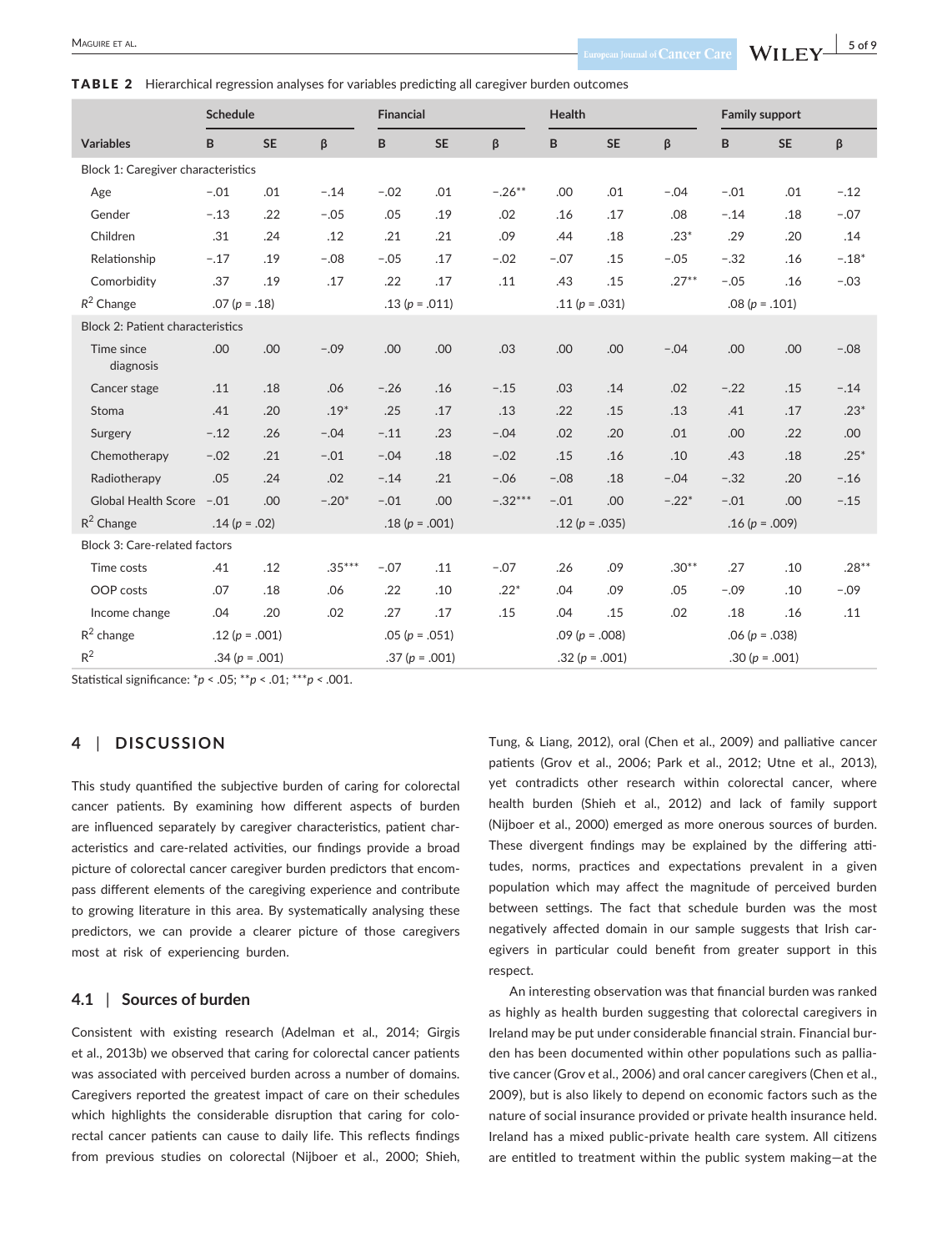**TABLE 2** Hierarchical regression analyses for variables predicting all caregiver burden outcomes

| | Schedule | | | Financial | | | Health | | | Family support | | |
|---|---|---|---|---|---|---|---|---|---|---|---|---|
| Variables | B | SE | β | B | SE | β | B | SE | β | B | SE | β |
| Block 1: Caregiver characteristics | | | | | | | | | | | | |
| Age | −.01 | .01 | −.14 | −.02 | .01 | −.26** | .00 | .01 | −.04 | −.01 | .01 | −.12 |
| Gender | −.13 | .22 | −.05 | .05 | .19 | .02 | .16 | .17 | .08 | −.14 | .18 | −.07 |
| Children | .31 | .24 | .12 | .21 | .21 | .09 | .44 | .18 | .23* | .29 | .20 | .14 |
| Relationship | −.17 | .19 | −.08 | −.05 | .17 | −.02 | −.07 | .15 | −.05 | −.32 | .16 | −.18* |
| Comorbidity | .37 | .19 | .17 | .22 | .17 | .11 | .43 | .15 | .27** | −.05 | .16 | −.03 |
| $R^2$ Change | .07 ($p$ = .18) | | | .13 ($p$ = .011) | | | .11 ($p$ = .031) | | | .08 ($p$ = .101) | | |
| Block 2: Patient characteristics | | | | | | | | | | | | |
| Time since diagnosis | .00 | .00 | −.09 | .00 | .00 | .03 | .00 | .00 | −.04 | .00 | .00 | −.08 |
| Cancer stage | .11 | .18 | .06 | −.26 | .16 | −.15 | .03 | .14 | .02 | −.22 | .15 | −.14 |
| Stoma | .41 | .20 | .19* | .25 | .17 | .13 | .22 | .15 | .13 | .41 | .17 | .23* |
| Surgery | −.12 | .26 | −.04 | −.11 | .23 | −.04 | .02 | .20 | .01 | .00 | .22 | .00 |
| Chemotherapy | −.02 | .21 | −.01 | −.04 | .18 | −.02 | .15 | .16 | .10 | .43 | .18 | .25* |
| Radiotherapy | .05 | .24 | .02 | −.14 | .21 | −.06 | −.08 | .18 | −.04 | −.32 | .20 | −.16 |
| Global Health Score | −.01 | .00 | −.20* | −.01 | .00 | −.32*** | −.01 | .00 | −.22* | −.01 | .00 | −.15 |
| $R^2$ Change | .14 ($p$ = .02) | | | .18 ($p$ = .001) | | | .12 ($p$ = .035) | | | .16 ($p$ = .009) | | |
| Block 3: Care-related factors | | | | | | | | | | | | |
| Time costs | .41 | .12 | .35*** | −.07 | .11 | −.07 | .26 | .09 | .30** | .27 | .10 | .28** |
| OOP costs | .07 | .18 | .06 | .22 | .10 | .22* | .04 | .09 | .05 | −.09 | .10 | −.09 |
| Income change | .04 | .20 | .02 | .27 | .17 | .15 | .04 | .15 | .02 | .18 | .16 | .11 |
| $R^2$ change | .12 ($p$ = .001) | | | .05 ($p$ = .051) | | | .09 ($p$ = .008) | | | .06 ($p$ = .038) | | |
| $R^2$ | .34 ($p$ = .001) | | | .37 ($p$ = .001) | | | .32 ($p$ = .001) | | | .30 ($p$ = .001) | | |

Statistical significance: *$p < .05$; **$p < .01$; ***$p < .001$.

## 4 | DISCUSSION

This study quantified the subjective burden of caring for colorectal cancer patients. By examining how different aspects of burden are influenced separately by caregiver characteristics, patient characteristics and care-related activities, our findings provide a broad picture of colorectal cancer caregiver burden predictors that encompass different elements of the caregiving experience and contribute to growing literature in this area. By systematically analysing these predictors, we can provide a clearer picture of those caregivers most at risk of experiencing burden.

### 4.1 | Sources of burden

Consistent with existing research (Adelman et al., 2014; Girgis et al., 2013b) we observed that caring for colorectal cancer patients was associated with perceived burden across a number of domains. Caregivers reported the greatest impact of care on their schedules which highlights the considerable disruption that caring for colorectal cancer patients can cause to daily life. This reflects findings from previous studies on colorectal (Nijboer et al., 2000; Shieh, Tung, & Liang, 2012), oral (Chen et al., 2009) and palliative cancer patients (Grov et al., 2006; Park et al., 2012; Utne et al., 2013), yet contradicts other research within colorectal cancer, where health burden (Shieh et al., 2012) and lack of family support (Nijboer et al., 2000) emerged as more onerous sources of burden. These divergent findings may be explained by the differing attitudes, norms, practices and expectations prevalent in a given population which may affect the magnitude of perceived burden between settings. The fact that schedule burden was the most negatively affected domain in our sample suggests that Irish caregivers in particular could benefit from greater support in this respect.

An interesting observation was that financial burden was ranked as highly as health burden suggesting that colorectal caregivers in Ireland may be put under considerable financial strain. Financial burden has been documented within other populations such as palliative cancer (Grov et al., 2006) and oral cancer caregivers (Chen et al., 2009), but is also likely to depend on economic factors such as the nature of social insurance provided or private health insurance held. Ireland has a mixed public-private health care system. All citizens are entitled to treatment within the public system making—at the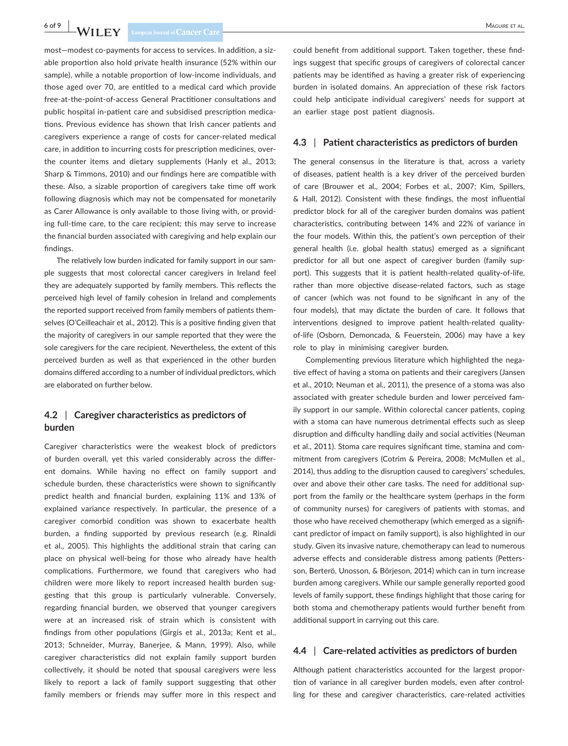most—modest co-payments for access to services. In addition, a sizable proportion also hold private health insurance (52% within our sample), while a notable proportion of low-income individuals, and those aged over 70, are entitled to a medical card which provide free-at-the-point-of-access General Practitioner consultations and public hospital in-patient care and subsidised prescription medications. Previous evidence has shown that Irish cancer patients and caregivers experience a range of costs for cancer-related medical care, in addition to incurring costs for prescription medicines, over-the counter items and dietary supplements (Hanly et al., 2013; Sharp & Timmons, 2010) and our findings here are compatible with these. Also, a sizable proportion of caregivers take time off work following diagnosis which may not be compensated for monetarily as Carer Allowance is only available to those living with, or providing full-time care, to the care recipient; this may serve to increase the financial burden associated with caregiving and help explain our findings.

The relatively low burden indicated for family support in our sample suggests that most colorectal cancer caregivers in Ireland feel they are adequately supported by family members. This reflects the perceived high level of family cohesion in Ireland and complements the reported support received from family members of patients themselves (O'Ceilleachair et al., 2012). This is a positive finding given that the majority of caregivers in our sample reported that they were the sole caregivers for the care recipient. Nevertheless, the extent of this perceived burden as well as that experienced in the other burden domains differed according to a number of individual predictors, which are elaborated on further below.

## 4.2 | Caregiver characteristics as predictors of burden

Caregiver characteristics were the weakest block of predictors of burden overall, yet this varied considerably across the different domains. While having no effect on family support and schedule burden, these characteristics were shown to significantly predict health and financial burden, explaining 11% and 13% of explained variance respectively. In particular, the presence of a caregiver comorbid condition was shown to exacerbate health burden, a finding supported by previous research (e.g. Rinaldi et al., 2005). This highlights the additional strain that caring can place on physical well-being for those who already have health complications. Furthermore, we found that caregivers who had children were more likely to report increased health burden suggesting that this group is particularly vulnerable. Conversely, regarding financial burden, we observed that younger caregivers were at an increased risk of strain which is consistent with findings from other populations (Girgis et al., 2013a; Kent et al., 2013; Schneider, Murray, Banerjee, & Mann, 1999). Also, while caregiver characteristics did not explain family support burden collectively, it should be noted that spousal caregivers were less likely to report a lack of family support suggesting that other family members or friends may suffer more in this respect and could benefit from additional support. Taken together, these findings suggest that specific groups of caregivers of colorectal cancer patients may be identified as having a greater risk of experiencing burden in isolated domains. An appreciation of these risk factors could help anticipate individual caregivers' needs for support at an earlier stage post patient diagnosis.

## 4.3 | Patient characteristics as predictors of burden

The general consensus in the literature is that, across a variety of diseases, patient health is a key driver of the perceived burden of care (Brouwer et al., 2004; Forbes et al., 2007; Kim, Spillers, & Hall, 2012). Consistent with these findings, the most influential predictor block for all of the caregiver burden domains was patient characteristics, contributing between 14% and 22% of variance in the four models. Within this, the patient's own perception of their general health (i.e. global health status) emerged as a significant predictor for all but one aspect of caregiver burden (family support). This suggests that it is patient health-related quality-of-life, rather than more objective disease-related factors, such as stage of cancer (which was not found to be significant in any of the four models), that may dictate the burden of care. It follows that interventions designed to improve patient health-related quality-of-life (Osborn, Demoncada, & Feuerstein, 2006) may have a key role to play in minimising caregiver burden.

Complementing previous literature which highlighted the negative effect of having a stoma on patients and their caregivers (Jansen et al., 2010; Neuman et al., 2011), the presence of a stoma was also associated with greater schedule burden and lower perceived family support in our sample. Within colorectal cancer patients, coping with a stoma can have numerous detrimental effects such as sleep disruption and difficulty handling daily and social activities (Neuman et al., 2011). Stoma care requires significant time, stamina and commitment from caregivers (Cotrim & Pereira, 2008; McMullen et al., 2014), thus adding to the disruption caused to caregivers' schedules, over and above their other care tasks. The need for additional support from the family or the healthcare system (perhaps in the form of community nurses) for caregivers of patients with stomas, and those who have received chemotherapy (which emerged as a significant predictor of impact on family support), is also highlighted in our study. Given its invasive nature, chemotherapy can lead to numerous adverse effects and considerable distress among patients (Pettersson, Berterö, Unosson, & Börjeson, 2014) which can in turn increase burden among caregivers. While our sample generally reported good levels of family support, these findings highlight that those caring for both stoma and chemotherapy patients would further benefit from additional support in carrying out this care.

## 4.4 | Care-related activities as predictors of burden

Although patient characteristics accounted for the largest proportion of variance in all caregiver burden models, even after controlling for these and caregiver characteristics, care-related activities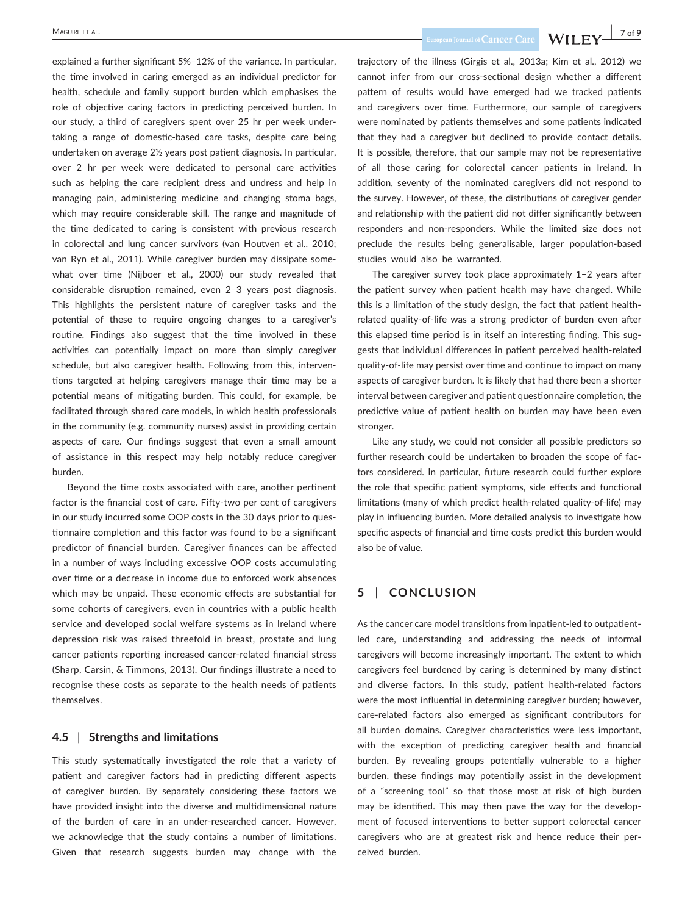explained a further significant 5%–12% of the variance. In particular, the time involved in caring emerged as an individual predictor for health, schedule and family support burden which emphasises the role of objective caring factors in predicting perceived burden. In our study, a third of caregivers spent over 25 hr per week undertaking a range of domestic-based care tasks, despite care being undertaken on average 2½ years post patient diagnosis. In particular, over 2 hr per week were dedicated to personal care activities such as helping the care recipient dress and undress and help in managing pain, administering medicine and changing stoma bags, which may require considerable skill. The range and magnitude of the time dedicated to caring is consistent with previous research in colorectal and lung cancer survivors (van Houtven et al., 2010; van Ryn et al., 2011). While caregiver burden may dissipate somewhat over time (Nijboer et al., 2000) our study revealed that considerable disruption remained, even 2–3 years post diagnosis. This highlights the persistent nature of caregiver tasks and the potential of these to require ongoing changes to a caregiver's routine. Findings also suggest that the time involved in these activities can potentially impact on more than simply caregiver schedule, but also caregiver health. Following from this, interventions targeted at helping caregivers manage their time may be a potential means of mitigating burden. This could, for example, be facilitated through shared care models, in which health professionals in the community (e.g. community nurses) assist in providing certain aspects of care. Our findings suggest that even a small amount of assistance in this respect may help notably reduce caregiver burden.

Beyond the time costs associated with care, another pertinent factor is the financial cost of care. Fifty-two per cent of caregivers in our study incurred some OOP costs in the 30 days prior to questionnaire completion and this factor was found to be a significant predictor of financial burden. Caregiver finances can be affected in a number of ways including excessive OOP costs accumulating over time or a decrease in income due to enforced work absences which may be unpaid. These economic effects are substantial for some cohorts of caregivers, even in countries with a public health service and developed social welfare systems as in Ireland where depression risk was raised threefold in breast, prostate and lung cancer patients reporting increased cancer-related financial stress (Sharp, Carsin, & Timmons, 2013). Our findings illustrate a need to recognise these costs as separate to the health needs of patients themselves.

### 4.5 | Strengths and limitations

This study systematically investigated the role that a variety of patient and caregiver factors had in predicting different aspects of caregiver burden. By separately considering these factors we have provided insight into the diverse and multidimensional nature of the burden of care in an under-researched cancer. However, we acknowledge that the study contains a number of limitations. Given that research suggests burden may change with the trajectory of the illness (Girgis et al., 2013a; Kim et al., 2012) we cannot infer from our cross-sectional design whether a different pattern of results would have emerged had we tracked patients and caregivers over time. Furthermore, our sample of caregivers were nominated by patients themselves and some patients indicated that they had a caregiver but declined to provide contact details. It is possible, therefore, that our sample may not be representative of all those caring for colorectal cancer patients in Ireland. In addition, seventy of the nominated caregivers did not respond to the survey. However, of these, the distributions of caregiver gender and relationship with the patient did not differ significantly between responders and non-responders. While the limited size does not preclude the results being generalisable, larger population-based studies would also be warranted.

The caregiver survey took place approximately 1–2 years after the patient survey when patient health may have changed. While this is a limitation of the study design, the fact that patient health-related quality-of-life was a strong predictor of burden even after this elapsed time period is in itself an interesting finding. This suggests that individual differences in patient perceived health-related quality-of-life may persist over time and continue to impact on many aspects of caregiver burden. It is likely that had there been a shorter interval between caregiver and patient questionnaire completion, the predictive value of patient health on burden may have been even stronger.

Like any study, we could not consider all possible predictors so further research could be undertaken to broaden the scope of factors considered. In particular, future research could further explore the role that specific patient symptoms, side effects and functional limitations (many of which predict health-related quality-of-life) may play in influencing burden. More detailed analysis to investigate how specific aspects of financial and time costs predict this burden would also be of value.

## 5 | CONCLUSION

As the cancer care model transitions from inpatient-led to outpatient-led care, understanding and addressing the needs of informal caregivers will become increasingly important. The extent to which caregivers feel burdened by caring is determined by many distinct and diverse factors. In this study, patient health-related factors were the most influential in determining caregiver burden; however, care-related factors also emerged as significant contributors for all burden domains. Caregiver characteristics were less important, with the exception of predicting caregiver health and financial burden. By revealing groups potentially vulnerable to a higher burden, these findings may potentially assist in the development of a "screening tool" so that those most at risk of high burden may be identified. This may then pave the way for the development of focused interventions to better support colorectal cancer caregivers who are at greatest risk and hence reduce their perceived burden.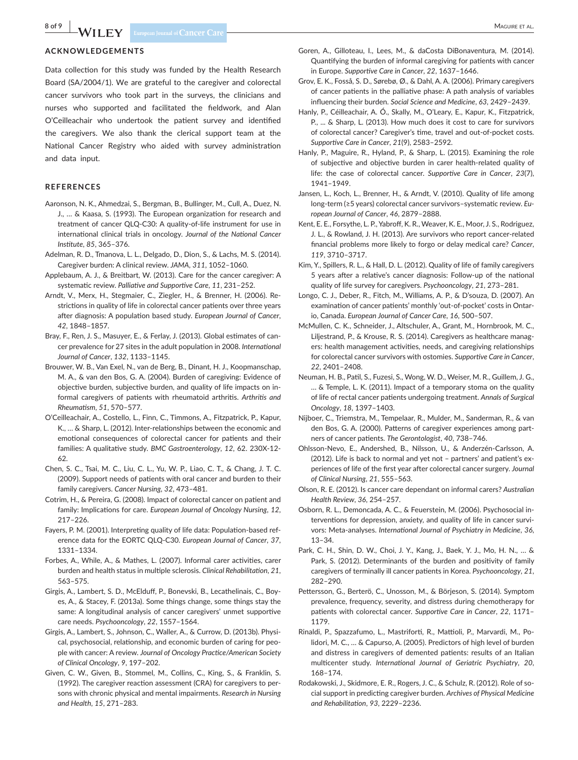## ACKNOWLEDGEMENTS

Data collection for this study was funded by the Health Research Board (SA/2004/1). We are grateful to the caregiver and colorectal cancer survivors who took part in the surveys, the clinicians and nurses who supported and facilitated the fieldwork, and Alan O'Ceilleachair who undertook the patient survey and identified the caregivers. We also thank the clerical support team at the National Cancer Registry who aided with survey administration and data input.

## REFERENCES

Aaronson, N. K., Ahmedzai, S., Bergman, B., Bullinger, M., Cull, A., Duez, N. J., … & Kaasa, S. (1993). The European organization for research and treatment of cancer QLQ-C30: A quality-of-life instrument for use in international clinical trials in oncology. *Journal of the National Cancer Institute*, *85*, 365–376.

Adelman, R. D., Tmanova, L. L., Delgado, D., Dion, S., & Lachs, M. S. (2014). Caregiver burden: A clinical review. *JAMA*, *311*, 1052–1060.

Applebaum, A. J., & Breitbart, W. (2013). Care for the cancer caregiver: A systematic review. *Palliative and Supportive Care*, *11*, 231–252.

Arndt, V., Merx, H., Stegmaier, C., Ziegler, H., & Brenner, H. (2006). Restrictions in quality of life in colorectal cancer patients over three years after diagnosis: A population based study. *European Journal of Cancer*, *42*, 1848–1857.

Bray, F., Ren, J. S., Masuyer, E., & Ferlay, J. (2013). Global estimates of cancer prevalence for 27 sites in the adult population in 2008. *International Journal of Cancer*, *132*, 1133–1145.

Brouwer, W. B., Van Exel, N., van de Berg, B., Dinant, H. J., Koopmanschap, M. A., & van den Bos, G. A. (2004). Burden of caregiving: Evidence of objective burden, subjective burden, and quality of life impacts on informal caregivers of patients with rheumatoid arthritis. *Arthritis and Rheumatism*, *51*, 570–577.

O'Ceilleachair, A., Costello, L., Finn, C., Timmons, A., Fitzpatrick, P., Kapur, K., … & Sharp, L. (2012). Inter-relationships between the economic and emotional consequences of colorectal cancer for patients and their families: A qualitative study. *BMC Gastroenterology*, *12*, 62. 230X-12-62.

Chen, S. C., Tsai, M. C., Liu, C. L., Yu, W. P., Liao, C. T., & Chang, J. T. C. (2009). Support needs of patients with oral cancer and burden to their family caregivers. *Cancer Nursing*, *32*, 473–481.

Cotrim, H., & Pereira, G. (2008). Impact of colorectal cancer on patient and family: Implications for care. *European Journal of Oncology Nursing*, *12*, 217–226.

Fayers, P. M. (2001). Interpreting quality of life data: Population-based reference data for the EORTC QLQ-C30. *European Journal of Cancer*, *37*, 1331–1334.

Forbes, A., While, A., & Mathes, L. (2007). Informal carer activities, carer burden and health status in multiple sclerosis. *Clinical Rehabilitation*, *21*, 563–575.

Girgis, A., Lambert, S. D., McElduff, P., Bonevski, B., Lecathelinais, C., Boyes, A., & Stacey, F. (2013a). Some things change, some things stay the same: A longitudinal analysis of cancer caregivers' unmet supportive care needs. *Psychooncology*, *22*, 1557–1564.

Girgis, A., Lambert, S., Johnson, C., Waller, A., & Currow, D. (2013b). Physical, psychosocial, relationship, and economic burden of caring for people with cancer: A review. *Journal of Oncology Practice/American Society of Clinical Oncology*, *9*, 197–202.

Given, C. W., Given, B., Stommel, M., Collins, C., King, S., & Franklin, S. (1992). The caregiver reaction assessment (CRA) for caregivers to persons with chronic physical and mental impairments. *Research in Nursing and Health*, *15*, 271–283.

Goren, A., Gilloteau, I., Lees, M., & daCosta DiBonaventura, M. (2014). Quantifying the burden of informal caregiving for patients with cancer in Europe. *Supportive Care in Cancer*, *22*, 1637–1646.

Grov, E. K., Fosså, S. D., Sørebø, Ø., & Dahl, A. A. (2006). Primary caregivers of cancer patients in the palliative phase: A path analysis of variables influencing their burden. *Social Science and Medicine*, *63*, 2429–2439.

Hanly, P., Céilleachair, A. Ó., Skally, M., O'Leary, E., Kapur, K., Fitzpatrick, P., … & Sharp, L. (2013). How much does it cost to care for survivors of colorectal cancer? Caregiver's time, travel and out-of-pocket costs. *Supportive Care in Cancer*, *21*(9), 2583–2592.

Hanly, P., Maguire, R., Hyland, P., & Sharp, L. (2015). Examining the role of subjective and objective burden in carer health-related quality of life: the case of colorectal cancer. *Supportive Care in Cancer*, *23*(7), 1941–1949.

Jansen, L., Koch, L., Brenner, H., & Arndt, V. (2010). Quality of life among long-term (≥5 years) colorectal cancer survivors–systematic review. *European Journal of Cancer*, *46*, 2879–2888.

Kent, E. E., Forsythe, L. P., Yabroff, K. R., Weaver, K. E., Moor, J. S., Rodriguez, J. L., & Rowland, J. H. (2013). Are survivors who report cancer-related financial problems more likely to forgo or delay medical care? *Cancer*, *119*, 3710–3717.

Kim, Y., Spillers, R. L., & Hall, D. L. (2012). Quality of life of family caregivers 5 years after a relative's cancer diagnosis: Follow-up of the national quality of life survey for caregivers. *Psychooncology*, *21*, 273–281.

Longo, C. J., Deber, R., Fitch, M., Williams, A. P., & D'souza, D. (2007). An examination of cancer patients' monthly 'out-of-pocket' costs in Ontario, Canada. *European Journal of Cancer Care*, *16*, 500–507.

McMullen, C. K., Schneider, J., Altschuler, A., Grant, M., Hornbrook, M. C., Liljestrand, P., & Krouse, R. S. (2014). Caregivers as healthcare managers: health management activities, needs, and caregiving relationships for colorectal cancer survivors with ostomies. *Supportive Care in Cancer*, *22*, 2401–2408.

Neuman, H. B., Patil, S., Fuzesi, S., Wong, W. D., Weiser, M. R., Guillem, J. G., … & Temple, L. K. (2011). Impact of a temporary stoma on the quality of life of rectal cancer patients undergoing treatment. *Annals of Surgical Oncology*, *18*, 1397–1403.

Nijboer, C., Triemstra, M., Tempelaar, R., Mulder, M., Sanderman, R., & van den Bos, G. A. (2000). Patterns of caregiver experiences among partners of cancer patients. *The Gerontologist*, *40*, 738–746.

Ohlsson-Nevo, E., Andershed, B., Nilsson, U., & Anderzén-Carlsson, A. (2012). Life is back to normal and yet not – partners' and patient's experiences of life of the first year after colorectal cancer surgery. *Journal of Clinical Nursing*, *21*, 555–563.

Olson, R. E. (2012). Is cancer care dependant on informal carers? *Australian Health Review*, *36*, 254–257.

Osborn, R. L., Demoncada, A. C., & Feuerstein, M. (2006). Psychosocial interventions for depression, anxiety, and quality of life in cancer survivors: Meta-analyses. *International Journal of Psychiatry in Medicine*, *36*, 13–34.

Park, C. H., Shin, D. W., Choi, J. Y., Kang, J., Baek, Y. J., Mo, H. N., … & Park, S. (2012). Determinants of the burden and positivity of family caregivers of terminally ill cancer patients in Korea. *Psychooncology*, *21*, 282–290.

Pettersson, G., Berterö, C., Unosson, M., & Börjeson, S. (2014). Symptom prevalence, frequency, severity, and distress during chemotherapy for patients with colorectal cancer. *Supportive Care in Cancer*, *22*, 1171–1179.

Rinaldi, P., Spazzafumo, L., Mastriforti, R., Mattioli, P., Marvardi, M., Polidori, M. C., … & Capurso, A. (2005). Predictors of high level of burden and distress in caregivers of demented patients: results of an Italian multicenter study. *International Journal of Geriatric Psychiatry*, *20*, 168–174.

Rodakowski, J., Skidmore, E. R., Rogers, J. C., & Schulz, R. (2012). Role of social support in predicting caregiver burden. *Archives of Physical Medicine and Rehabilitation*, *93*, 2229–2236.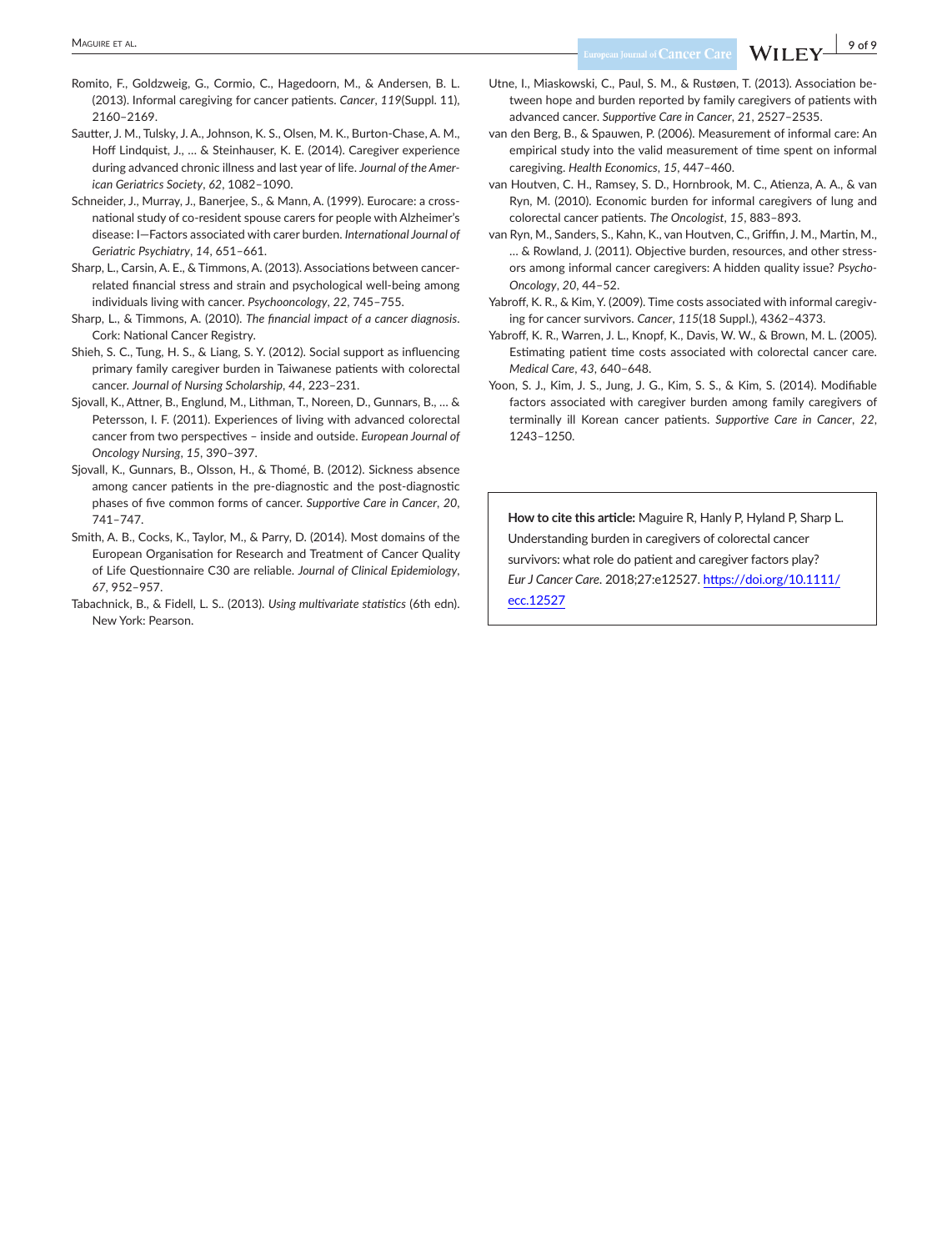Romito, F., Goldzweig, G., Cormio, C., Hagedoorn, M., & Andersen, B. L. (2013). Informal caregiving for cancer patients. *Cancer*, *119*(Suppl. 11), 2160–2169.

Sautter, J. M., Tulsky, J. A., Johnson, K. S., Olsen, M. K., Burton-Chase, A. M., Hoff Lindquist, J., … & Steinhauser, K. E. (2014). Caregiver experience during advanced chronic illness and last year of life. *Journal of the American Geriatrics Society*, *62*, 1082–1090.

Schneider, J., Murray, J., Banerjee, S., & Mann, A. (1999). Eurocare: a cross-national study of co-resident spouse carers for people with Alzheimer's disease: I—Factors associated with carer burden. *International Journal of Geriatric Psychiatry*, *14*, 651–661.

Sharp, L., Carsin, A. E., & Timmons, A. (2013). Associations between cancer-related financial stress and strain and psychological well-being among individuals living with cancer. *Psychooncology*, *22*, 745–755.

Sharp, L., & Timmons, A. (2010). *The financial impact of a cancer diagnosis*. Cork: National Cancer Registry.

Shieh, S. C., Tung, H. S., & Liang, S. Y. (2012). Social support as influencing primary family caregiver burden in Taiwanese patients with colorectal cancer. *Journal of Nursing Scholarship*, *44*, 223–231.

Sjovall, K., Attner, B., Englund, M., Lithman, T., Noreen, D., Gunnars, B., … & Petersson, I. F. (2011). Experiences of living with advanced colorectal cancer from two perspectives – inside and outside. *European Journal of Oncology Nursing*, *15*, 390–397.

Sjovall, K., Gunnars, B., Olsson, H., & Thomé, B. (2012). Sickness absence among cancer patients in the pre-diagnostic and the post-diagnostic phases of five common forms of cancer. *Supportive Care in Cancer*, *20*, 741–747.

Smith, A. B., Cocks, K., Taylor, M., & Parry, D. (2014). Most domains of the European Organisation for Research and Treatment of Cancer Quality of Life Questionnaire C30 are reliable. *Journal of Clinical Epidemiology*, *67*, 952–957.

Tabachnick, B., & Fidell, L. S.. (2013). *Using multivariate statistics* (6th edn). New York: Pearson.

Utne, I., Miaskowski, C., Paul, S. M., & Rustøen, T. (2013). Association between hope and burden reported by family caregivers of patients with advanced cancer. *Supportive Care in Cancer*, *21*, 2527–2535.

van den Berg, B., & Spauwen, P. (2006). Measurement of informal care: An empirical study into the valid measurement of time spent on informal caregiving. *Health Economics*, *15*, 447–460.

van Houtven, C. H., Ramsey, S. D., Hornbrook, M. C., Atienza, A. A., & van Ryn, M. (2010). Economic burden for informal caregivers of lung and colorectal cancer patients. *The Oncologist*, *15*, 883–893.

van Ryn, M., Sanders, S., Kahn, K., van Houtven, C., Griffin, J. M., Martin, M., … & Rowland, J. (2011). Objective burden, resources, and other stressors among informal cancer caregivers: A hidden quality issue? *Psycho-Oncology*, *20*, 44–52.

Yabroff, K. R., & Kim, Y. (2009). Time costs associated with informal caregiving for cancer survivors. *Cancer*, *115*(18 Suppl.), 4362–4373.

Yabroff, K. R., Warren, J. L., Knopf, K., Davis, W. W., & Brown, M. L. (2005). Estimating patient time costs associated with colorectal cancer care. *Medical Care*, *43*, 640–648.

Yoon, S. J., Kim, J. S., Jung, J. G., Kim, S. S., & Kim, S. (2014). Modifiable factors associated with caregiver burden among family caregivers of terminally ill Korean cancer patients. *Supportive Care in Cancer*, *22*, 1243–1250.

**How to cite this article:** Maguire R, Hanly P, Hyland P, Sharp L. Understanding burden in caregivers of colorectal cancer survivors: what role do patient and caregiver factors play? *Eur J Cancer Care.* 2018;27:e12527. https://doi.org/10.1111/ecc.12527